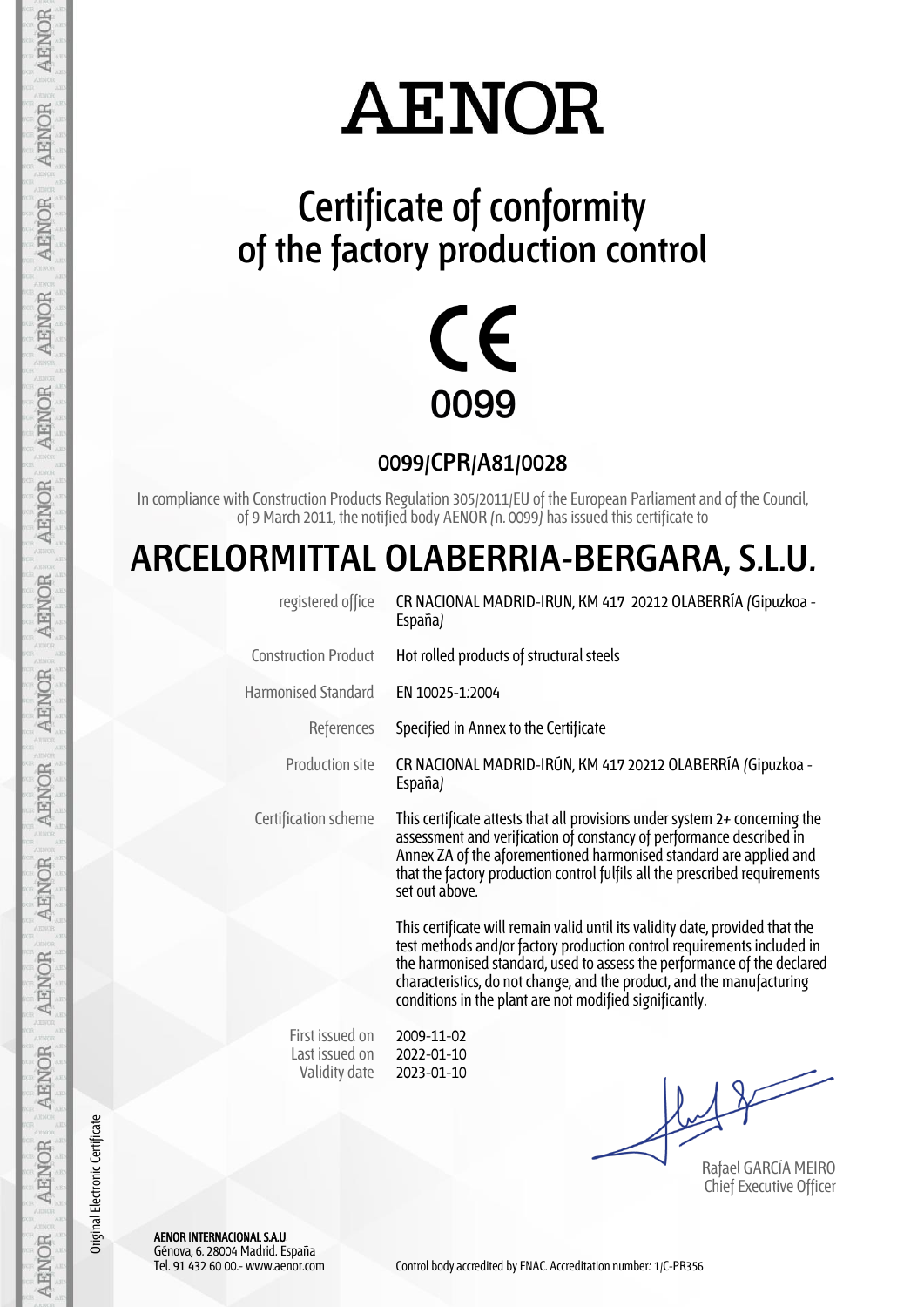# AENOR

## Certificate of conformity of the factory production control

CE 0099

### 0099/CPR/A81/0028

In compliance with Construction Products Regulation 305/2011/EU of the European Parliament and of the Council, of 9 March 2011, the notified body AENOR (n. 0099) has issued this certificate to

# ARCELORMITTAL OLABERRIA-BERGARA, S.L.U.

| | |
|---|---|
| registered office | CR NACIONAL MADRID-IRUN, KM 417 20212 OLABERRÍA (Gipuzkoa - España) |
| Construction Product | Hot rolled products of structural steels |
| Harmonised Standard | EN 10025-1:2004 |
| References | Specified in Annex to the Certificate |
| Production site | CR NACIONAL MADRID-IRÚN, KM 417 20212 OLABERRÍA (Gipuzkoa - España) |
| Certification scheme | This certificate attests that all provisions under system 2+ concerning the assessment and verification of constancy of performance described in Annex ZA of the aforementioned harmonised standard are applied and that the factory production control fulfils all the prescribed requirements set out above. |

This certificate will remain valid until its validity date, provided that the test methods and/or factory production control requirements included in the harmonised standard, used to assess the performance of the declared characteristics, do not change, and the product, and the manufacturing conditions in the plant are not modified significantly.

| | |
|---|---|
| First issued on | 2009-11-02 |
| Last issued on | 2022-01-10 |
| Validity date | 2023-01-10 |

Rafael GARCÍA MEIRO
Chief Executive Officer

Original Electronic Certificate

**AENOR INTERNACIONAL S.A.U.**
Génova, 6. 28004 Madrid. España
Tel. 91 432 60 00.- www.aenor.com

Control body accredited by ENAC. Accreditation number: 1/C-PR356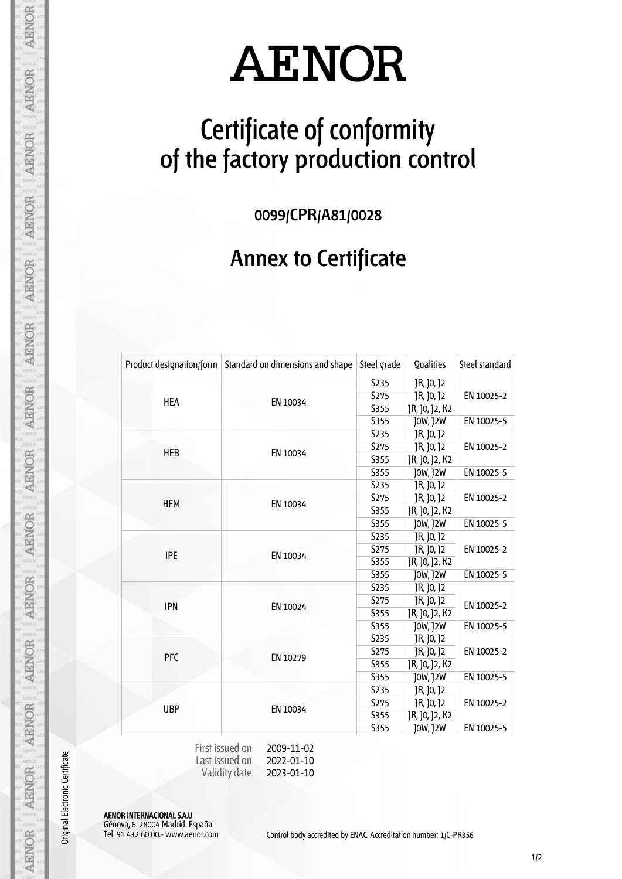# AENOR

# Certificate of conformity of the factory production control

**0099/CPR/A81/0028**

## Annex to Certificate

| Product designation/form | Standard on dimensions and shape | Steel grade | Qualities | Steel standard |
|---|---|---|---|---|
| HEA | EN 10034 | S235 | JR, J0, J2 | EN 10025-2 |
| | | S275 | JR, J0, J2 | |
| | | S355 | JR, J0, J2, K2 | |
| | | S355 | J0W, J2W | EN 10025-5 |
| HEB | EN 10034 | S235 | JR, J0, J2 | EN 10025-2 |
| | | S275 | JR, J0, J2 | |
| | | S355 | JR, J0, J2, K2 | |
| | | S355 | J0W, J2W | EN 10025-5 |
| HEM | EN 10034 | S235 | JR, J0, J2 | EN 10025-2 |
| | | S275 | JR, J0, J2 | |
| | | S355 | JR, J0, J2, K2 | |
| | | S355 | J0W, J2W | EN 10025-5 |
| IPE | EN 10034 | S235 | JR, J0, J2 | EN 10025-2 |
| | | S275 | JR, J0, J2 | |
| | | S355 | JR, J0, J2, K2 | |
| | | S355 | J0W, J2W | EN 10025-5 |
| IPN | EN 10024 | S235 | JR, J0, J2 | EN 10025-2 |
| | | S275 | JR, J0, J2 | |
| | | S355 | JR, J0, J2, K2 | |
| | | S355 | J0W, J2W | EN 10025-5 |
| PFC | EN 10279 | S235 | JR, J0, J2 | EN 10025-2 |
| | | S275 | JR, J0, J2 | |
| | | S355 | JR, J0, J2, K2 | |
| | | S355 | J0W, J2W | EN 10025-5 |
| UBP | EN 10034 | S235 | JR, J0, J2 | EN 10025-2 |
| | | S275 | JR, J0, J2 | |
| | | S355 | JR, J0, J2, K2 | |
| | | S355 | J0W, J2W | EN 10025-5 |

First issued on 2009-11-02
Last issued on 2022-01-10
Validity date 2023-01-10

Original Electronic Certificate

**AENOR INTERNACIONAL S.A.U.**
Génova, 6. 28004 Madrid. España
Tel. 91 432 60 00.- www.aenor.com

Control body accredited by ENAC. Accreditation number: 1/C-PR356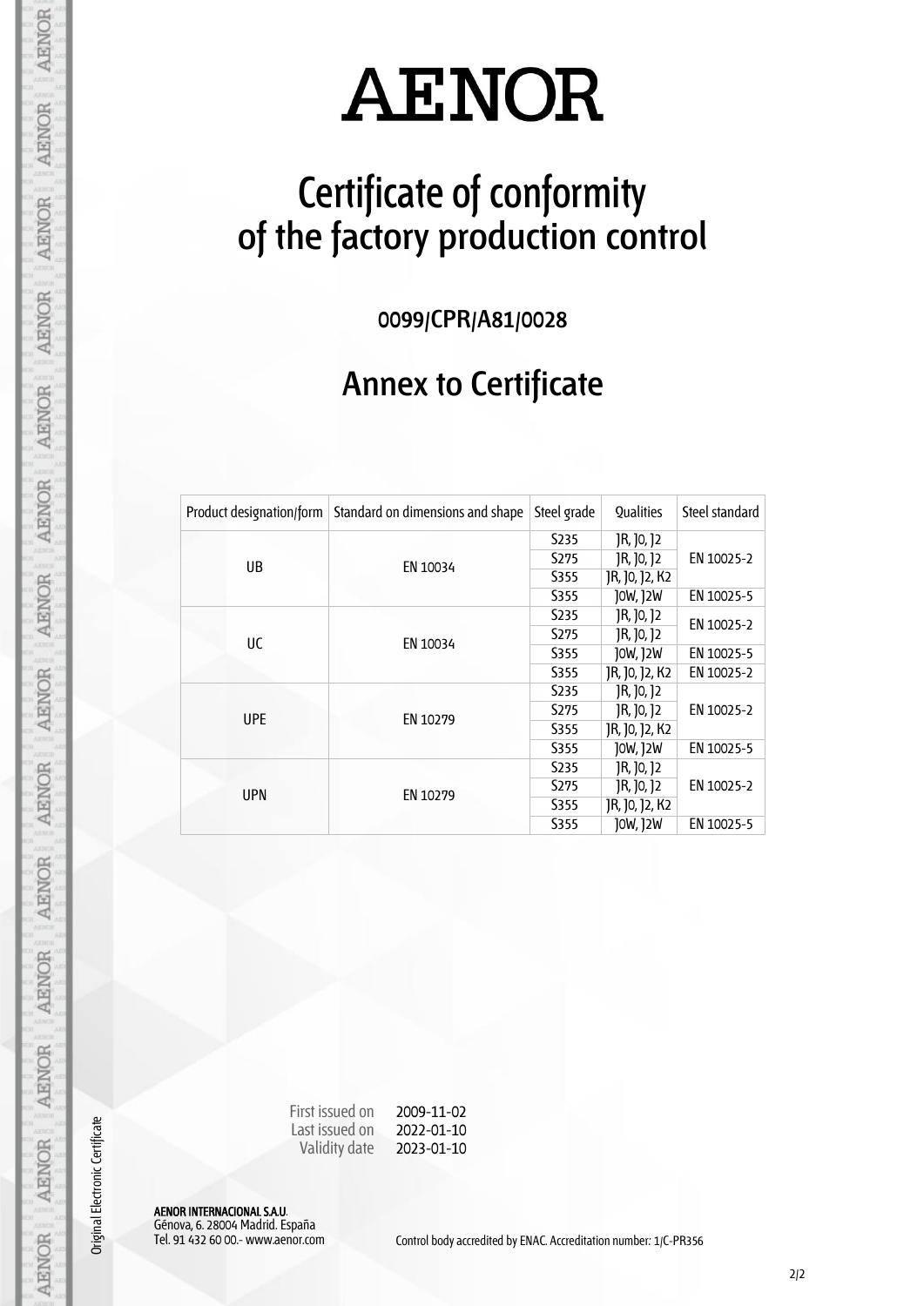# AENOR

## Certificate of conformity of the factory production control

0099/CPR/A81/0028

## Annex to Certificate

| Product designation/form | Standard on dimensions and shape | Steel grade | Qualities | Steel standard |
|---|---|---|---|---|
| UB | EN 10034 | S235 | JR, J0, J2 | EN 10025-2 |
| | | S275 | JR, J0, J2 | |
| | | S355 | JR, J0, J2, K2 | |
| | | S355 | J0W, J2W | EN 10025-5 |
| UC | EN 10034 | S235 | JR, J0, J2 | EN 10025-2 |
| | | S275 | JR, J0, J2 | |
| | | S355 | J0W, J2W | EN 10025-5 |
| | | S355 | JR, J0, J2, K2 | EN 10025-2 |
| UPE | EN 10279 | S235 | JR, J0, J2 | EN 10025-2 |
| | | S275 | JR, J0, J2 | |
| | | S355 | JR, J0, J2, K2 | |
| | | S355 | J0W, J2W | EN 10025-5 |
| UPN | EN 10279 | S235 | JR, J0, J2 | EN 10025-2 |
| | | S275 | JR, J0, J2 | |
| | | S355 | JR, J0, J2, K2 | |
| | | S355 | J0W, J2W | EN 10025-5 |

First issued on 2009-11-02
Last issued on 2022-01-10
Validity date 2023-01-10

Original Electronic Certificate

**AENOR INTERNACIONAL S.A.U.**
Génova, 6. 28004 Madrid. España
Tel. 91 432 60 00.- www.aenor.com

Control body accredited by ENAC. Accreditation number: 1/C-PR356